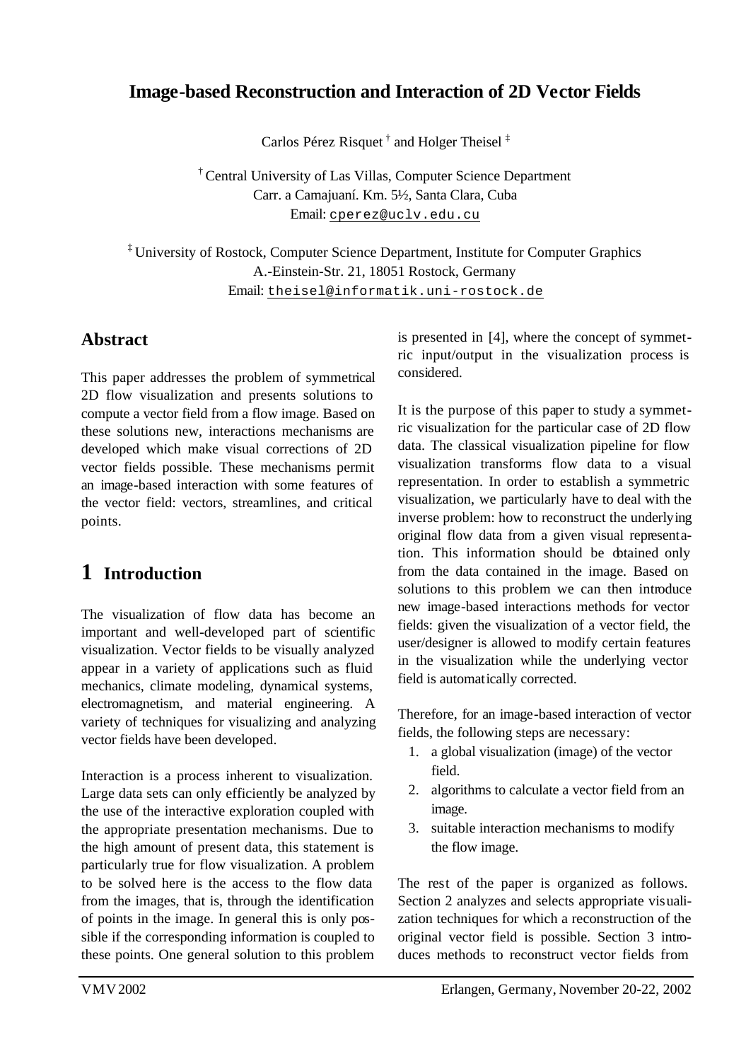# Image-based Reconstruction and Interaction of 2D Vector Fields

Carlos Pérez Risquet [†] and Holger Theisel [‡]

[†] Central University of Las Villas, Computer Science Department
Carr. a Camajuaní. Km. 5½, Santa Clara, Cuba
Email: cperez@uclv.edu.cu

[‡] University of Rostock, Computer Science Department, Institute for Computer Graphics
A.-Einstein-Str. 21, 18051 Rostock, Germany
Email: theisel@informatik.uni-rostock.de

## Abstract

This paper addresses the problem of symmetrical 2D flow visualization and presents solutions to compute a vector field from a flow image. Based on these solutions new, interactions mechanisms are developed which make visual corrections of 2D vector fields possible. These mechanisms permit an image-based interaction with some features of the vector field: vectors, streamlines, and critical points.

## 1 Introduction

The visualization of flow data has become an important and well-developed part of scientific visualization. Vector fields to be visually analyzed appear in a variety of applications such as fluid mechanics, climate modeling, dynamical systems, electromagnetism, and material engineering. A variety of techniques for visualizing and analyzing vector fields have been developed.

Interaction is a process inherent to visualization. Large data sets can only efficiently be analyzed by the use of the interactive exploration coupled with the appropriate presentation mechanisms. Due to the high amount of present data, this statement is particularly true for flow visualization. A problem to be solved here is the access to the flow data from the images, that is, through the identification of points in the image. In general this is only possible if the corresponding information is coupled to these points. One general solution to this problem is presented in [4], where the concept of symmetric input/output in the visualization process is considered.

It is the purpose of this paper to study a symmetric visualization for the particular case of 2D flow data. The classical visualization pipeline for flow visualization transforms flow data to a visual representation. In order to establish a symmetric visualization, we particularly have to deal with the inverse problem: how to reconstruct the underlying original flow data from a given visual representation. This information should be obtained only from the data contained in the image. Based on solutions to this problem we can then introduce new image-based interactions methods for vector fields: given the visualization of a vector field, the user/designer is allowed to modify certain features in the visualization while the underlying vector field is automatically corrected.

Therefore, for an image-based interaction of vector fields, the following steps are necessary:

1. a global visualization (image) of the vector field.
2. algorithms to calculate a vector field from an image.
3. suitable interaction mechanisms to modify the flow image.

The rest of the paper is organized as follows. Section 2 analyzes and selects appropriate visualization techniques for which a reconstruction of the original vector field is possible. Section 3 introduces methods to reconstruct vector fields from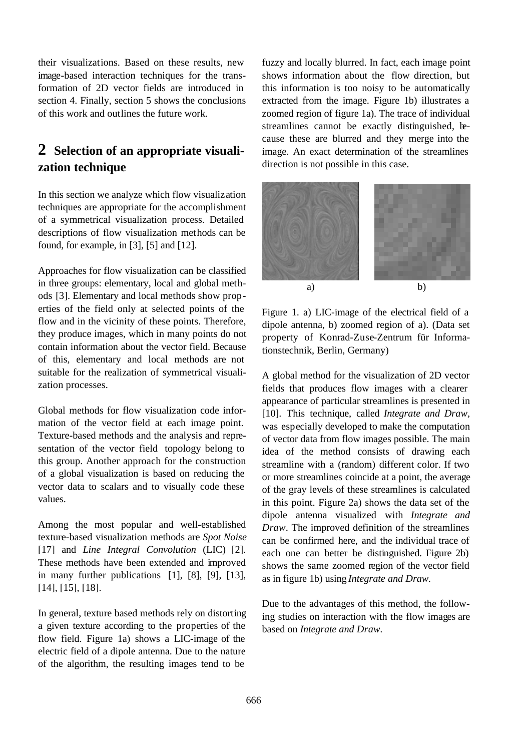their visualizations. Based on these results, new image-based interaction techniques for the transformation of 2D vector fields are introduced in section 4. Finally, section 5 shows the conclusions of this work and outlines the future work.

## 2 Selection of an appropriate visualization technique

In this section we analyze which flow visualization techniques are appropriate for the accomplishment of a symmetrical visualization process. Detailed descriptions of flow visualization methods can be found, for example, in [3], [5] and [12].

Approaches for flow visualization can be classified in three groups: elementary, local and global methods [3]. Elementary and local methods show properties of the field only at selected points of the flow and in the vicinity of these points. Therefore, they produce images, which in many points do not contain information about the vector field. Because of this, elementary and local methods are not suitable for the realization of symmetrical visualization processes.

Global methods for flow visualization code information of the vector field at each image point. Texture-based methods and the analysis and representation of the vector field topology belong to this group. Another approach for the construction of a global visualization is based on reducing the vector data to scalars and to visually code these values.

Among the most popular and well-established texture-based visualization methods are *Spot Noise* [17] and *Line Integral Convolution* (LIC) [2]. These methods have been extended and improved in many further publications [1], [8], [9], [13], [14], [15], [18].

In general, texture based methods rely on distorting a given texture according to the properties of the flow field. Figure 1a) shows a LIC-image of the electric field of a dipole antenna. Due to the nature of the algorithm, the resulting images tend to be fuzzy and locally blurred. In fact, each image point shows information about the flow direction, but this information is too noisy to be automatically extracted from the image. Figure 1b) illustrates a zoomed region of figure 1a). The trace of individual streamlines cannot be exactly distinguished, because these are blurred and they merge into the image. An exact determination of the streamlines direction is not possible in this case.

a) b)

Figure 1. a) LIC-image of the electrical field of a dipole antenna, b) zoomed region of a). (Data set property of Konrad-Zuse-Zentrum für Informationstechnik, Berlin, Germany)

A global method for the visualization of 2D vector fields that produces flow images with a clearer appearance of particular streamlines is presented in [10]. This technique, called *Integrate and Draw*, was especially developed to make the computation of vector data from flow images possible. The main idea of the method consists of drawing each streamline with a (random) different color. If two or more streamlines coincide at a point, the average of the gray levels of these streamlines is calculated in this point. Figure 2a) shows the data set of the dipole antenna visualized with *Integrate and Draw*. The improved definition of the streamlines can be confirmed here, and the individual trace of each one can better be distinguished. Figure 2b) shows the same zoomed region of the vector field as in figure 1b) using *Integrate and Draw*.

Due to the advantages of this method, the following studies on interaction with the flow images are based on *Integrate and Draw*.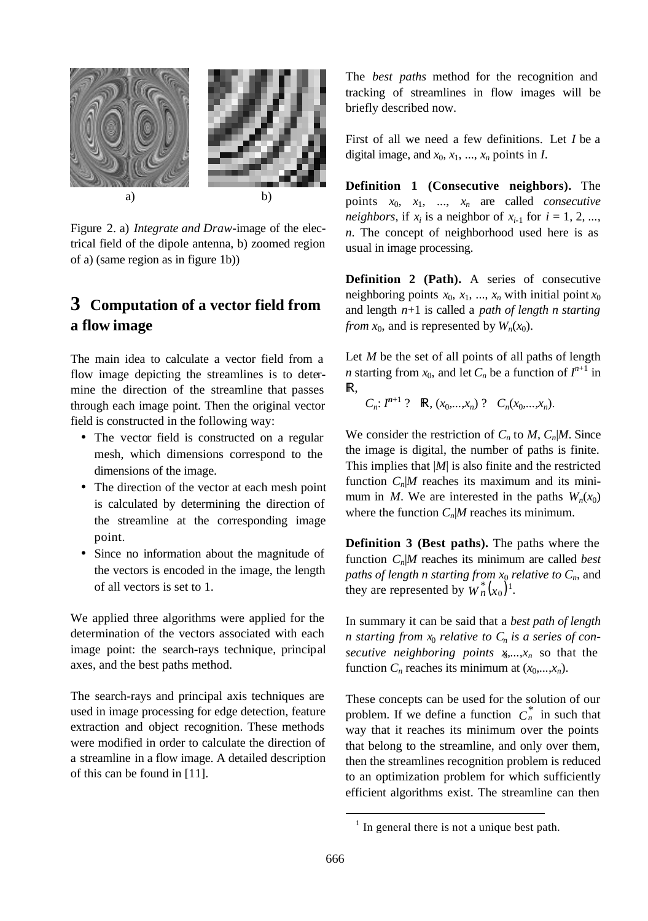a) b)

Figure 2. a) *Integrate and Draw*-image of the electrical field of the dipole antenna, b) zoomed region of a) (same region as in figure 1b))

## 3 Computation of a vector field from a flow image

The main idea to calculate a vector field from a flow image depicting the streamlines is to determine the direction of the streamline that passes through each image point. Then the original vector field is constructed in the following way:

- The vector field is constructed on a regular mesh, which dimensions correspond to the dimensions of the image.
- The direction of the vector at each mesh point is calculated by determining the direction of the streamline at the corresponding image point.
- Since no information about the magnitude of the vectors is encoded in the image, the length of all vectors is set to 1.

We applied three algorithms were applied for the determination of the vectors associated with each image point: the search-rays technique, principal axes, and the best paths method.

The search-rays and principal axis techniques are used in image processing for edge detection, feature extraction and object recognition. These methods were modified in order to calculate the direction of a streamline in a flow image. A detailed description of this can be found in [11].

The *best paths* method for the recognition and tracking of streamlines in flow images will be briefly described now.

First of all we need a few definitions. Let $I$ be a digital image, and $x_0, x_1, ..., x_n$ points in $I$.

**Definition 1 (Consecutive neighbors).** The points $x_0, x_1, ..., x_n$ are called *consecutive neighbors*, if $x_i$ is a neighbor of $x_{i-1}$ for $i = 1, 2, ..., n$. The concept of neighborhood used here is as usual in image processing.

**Definition 2 (Path).** A series of consecutive neighboring points $x_0, x_1, ..., x_n$ with initial point $x_0$ and length $n$+1 is called a *path of length n starting from* $x_0$, and is represented by $W_n(x_0)$.

Let $M$ be the set of all points of all paths of length $n$ starting from $x_0$, and let $C_n$ be a function of $I^{n+1}$ in $\mathbb{R}$,

$$C_n: I^{n+1} \rightarrow \mathbb{R}, (x_0,...,x_n) \mapsto C_n(x_0,...,x_n).$$

We consider the restriction of $C_n$ to $M$, $C_n|M$. Since the image is digital, the number of paths is finite. This implies that $|M|$ is also finite and the restricted function $C_n|M$ reaches its maximum and its minimum in $M$. We are interested in the paths $W_n(x_0)$ where the function $C_n|M$ reaches its minimum.

**Definition 3 (Best paths).** The paths where the function $C_n|M$ reaches its minimum are called *best paths of length n starting from* $x_0$ *relative to* $C_n$, and they are represented by $W_n^*(x_0)$[1].

In summary it can be said that a *best path of length n starting from* $x_0$ *relative to* $C_n$ *is a series of consecutive neighboring points* $x_0,...,x_n$ so that the function $C_n$ reaches its minimum at $(x_0,...,x_n)$.

These concepts can be used for the solution of our problem. If we define a function $C_n^*$ in such that way that it reaches its minimum over the points that belong to the streamline, and only over them, then the streamlines recognition problem is reduced to an optimization problem for which sufficiently efficient algorithms exist. The streamline can then

[1] In general there is not a unique best path.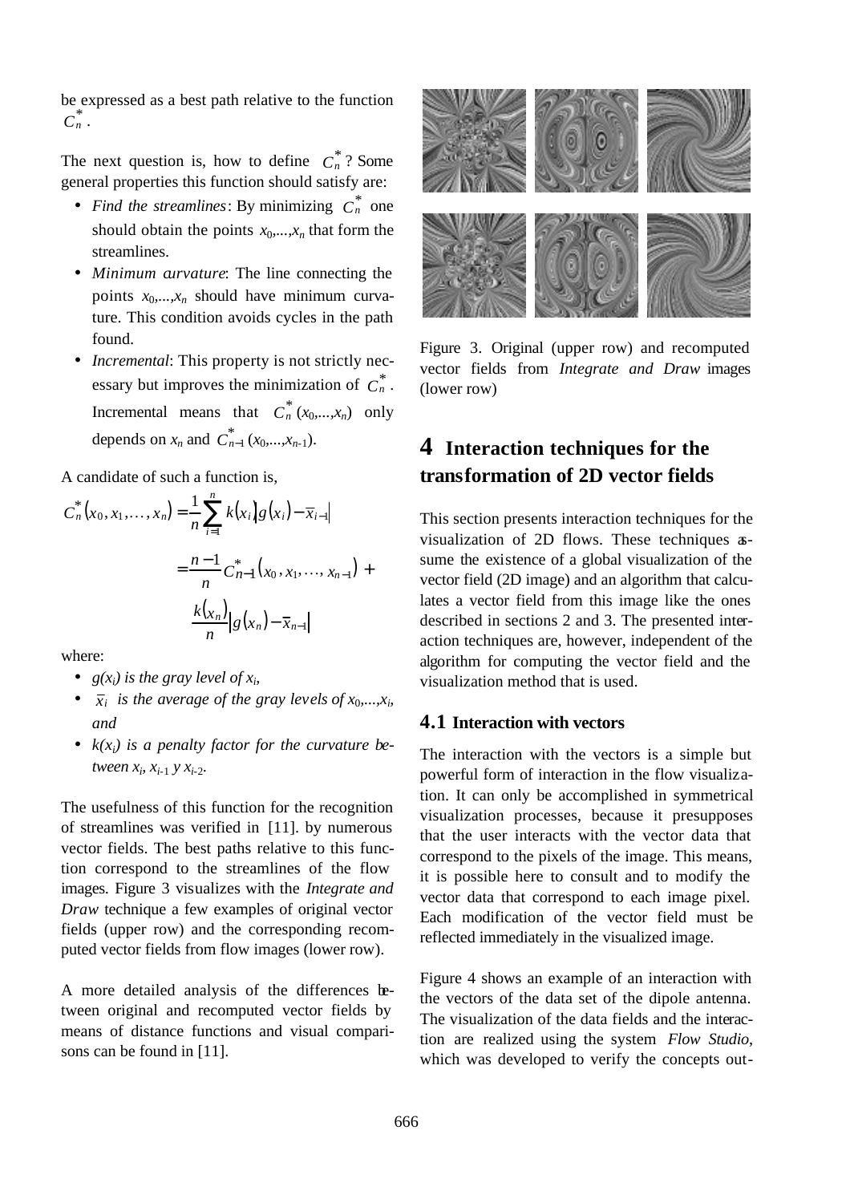be expressed as a best path relative to the function $C_n^*$.

The next question is, how to define $C_n^*$? Some general properties this function should satisfy are:

- *Find the streamlines*: By minimizing $C_n^*$ one should obtain the points $x_0,...,x_n$ that form the streamlines.
- *Minimum curvature*: The line connecting the points $x_0,...,x_n$ should have minimum curvature. This condition avoids cycles in the path found.
- *Incremental*: This property is not strictly necessary but improves the minimization of $C_n^*$. Incremental means that $C_n^*(x_0,...,x_n)$ only depends on $x_n$ and $C_{n-1}^*(x_0,...,x_{n-1})$.

A candidate of such a function is,

$$
\begin{aligned}
C_n^*(x_0, x_1, \ldots, x_n) &= \frac{1}{n}\sum_{i=1}^{n} k(x_i)\left|g(x_i) - \overline{x}_{i-1}\right| \\
&= \frac{n-1}{n} C_{n-1}^*(x_0, x_1, \ldots, x_{n-1}) + \\
&\quad \frac{k(x_n)}{n}\left|g(x_n) - \overline{x}_{n-1}\right|
\end{aligned}
$$

where:

- *$g(x_i)$ is the gray level of $x_i$,*
- *$\overline{x}_i$ is the average of the gray levels of $x_0,...,x_i$, and*
- *$k(x_i)$ is a penalty factor for the curvature between $x_i$, $x_{i-1}$ y $x_{i-2}$.*

The usefulness of this function for the recognition of streamlines was verified in [11]. by numerous vector fields. The best paths relative to this function correspond to the streamlines of the flow images. Figure 3 visualizes with the *Integrate and Draw* technique a few examples of original vector fields (upper row) and the corresponding recomputed vector fields from flow images (lower row).

A more detailed analysis of the differences between original and recomputed vector fields by means of distance functions and visual comparisons can be found in [11].

Figure 3. Original (upper row) and recomputed vector fields from *Integrate and Draw* images (lower row)

# 4 Interaction techniques for the transformation of 2D vector fields

This section presents interaction techniques for the visualization of 2D flows. These techniques assume the existence of a global visualization of the vector field (2D image) and an algorithm that calculates a vector field from this image like the ones described in sections 2 and 3. The presented interaction techniques are, however, independent of the algorithm for computing the vector field and the visualization method that is used.

## 4.1 Interaction with vectors

The interaction with the vectors is a simple but powerful form of interaction in the flow visualization. It can only be accomplished in symmetrical visualization processes, because it presupposes that the user interacts with the vector data that correspond to the pixels of the image. This means, it is possible here to consult and to modify the vector data that correspond to each image pixel. Each modification of the vector field must be reflected immediately in the visualized image.

Figure 4 shows an example of an interaction with the vectors of the data set of the dipole antenna. The visualization of the data fields and the interaction are realized using the system *Flow Studio*, which was developed to verify the concepts out-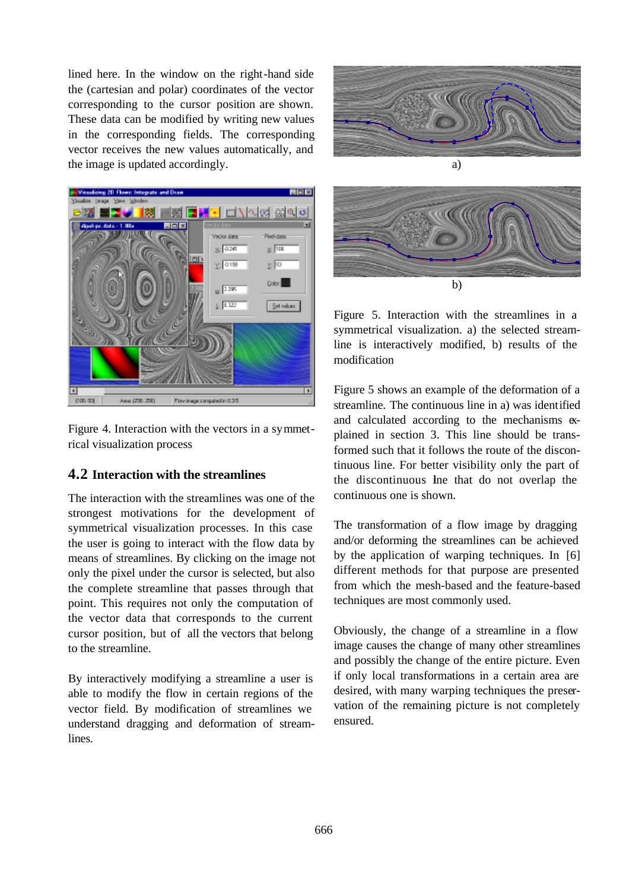lined here. In the window on the right-hand side the (cartesian and polar) coordinates of the vector corresponding to the cursor position are shown. These data can be modified by writing new values in the corresponding fields. The corresponding vector receives the new values automatically, and the image is updated accordingly.

Figure 4. Interaction with the vectors in a symmetrical visualization process

## 4.2 Interaction with the streamlines

The interaction with the streamlines was one of the strongest motivations for the development of symmetrical visualization processes. In this case the user is going to interact with the flow data by means of streamlines. By clicking on the image not only the pixel under the cursor is selected, but also the complete streamline that passes through that point. This requires not only the computation of the vector data that corresponds to the current cursor position, but of all the vectors that belong to the streamline.

By interactively modifying a streamline a user is able to modify the flow in certain regions of the vector field. By modification of streamlines we understand dragging and deformation of streamlines.

a)

b)

Figure 5. Interaction with the streamlines in a symmetrical visualization. a) the selected streamline is interactively modified, b) results of the modification

Figure 5 shows an example of the deformation of a streamline. The continuous line in a) was identified and calculated according to the mechanisms explained in section 3. This line should be transformed such that it follows the route of the discontinuous line. For better visibility only the part of the discontinuous line that do not overlap the continuous one is shown.

The transformation of a flow image by dragging and/or deforming the streamlines can be achieved by the application of warping techniques. In [6] different methods for that purpose are presented from which the mesh-based and the feature-based techniques are most commonly used.

Obviously, the change of a streamline in a flow image causes the change of many other streamlines and possibly the change of the entire picture. Even if only local transformations in a certain area are desired, with many warping techniques the preservation of the remaining picture is not completely ensured.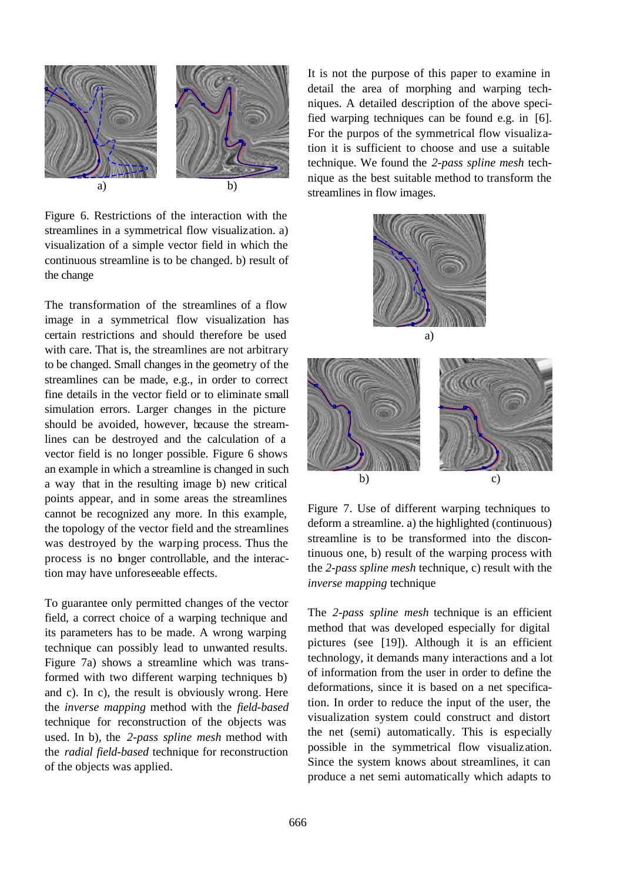a) b)

Figure 6. Restrictions of the interaction with the streamlines in a symmetrical flow visualization. a) visualization of a simple vector field in which the continuous streamline is to be changed. b) result of the change

The transformation of the streamlines of a flow image in a symmetrical flow visualization has certain restrictions and should therefore be used with care. That is, the streamlines are not arbitrary to be changed. Small changes in the geometry of the streamlines can be made, e.g., in order to correct fine details in the vector field or to eliminate small simulation errors. Larger changes in the picture should be avoided, however, because the streamlines can be destroyed and the calculation of a vector field is no longer possible. Figure 6 shows an example in which a streamline is changed in such a way that in the resulting image b) new critical points appear, and in some areas the streamlines cannot be recognized any more. In this example, the topology of the vector field and the streamlines was destroyed by the warping process. Thus the process is no longer controllable, and the interaction may have unforeseeable effects.

To guarantee only permitted changes of the vector field, a correct choice of a warping technique and its parameters has to be made. A wrong warping technique can possibly lead to unwanted results. Figure 7a) shows a streamline which was transformed with two different warping techniques b) and c). In c), the result is obviously wrong. Here the *inverse mapping* method with the *field-based* technique for reconstruction of the objects was used. In b), the *2-pass spline mesh* method with the *radial field-based* technique for reconstruction of the objects was applied.

It is not the purpose of this paper to examine in detail the area of morphing and warping techniques. A detailed description of the above specified warping techniques can be found e.g. in [6]. For the purpos of the symmetrical flow visualization it is sufficient to choose and use a suitable technique. We found the *2-pass spline mesh* technique as the best suitable method to transform the streamlines in flow images.

a)

b) c)

Figure 7. Use of different warping techniques to deform a streamline. a) the highlighted (continuous) streamline is to be transformed into the discontinuous one, b) result of the warping process with the *2-pass spline mesh* technique, c) result with the *inverse mapping* technique

The *2-pass spline mesh* technique is an efficient method that was developed especially for digital pictures (see [19]). Although it is an efficient technology, it demands many interactions and a lot of information from the user in order to define the deformations, since it is based on a net specification. In order to reduce the input of the user, the visualization system could construct and distort the net (semi) automatically. This is especially possible in the symmetrical flow visualization. Since the system knows about streamlines, it can produce a net semi automatically which adapts to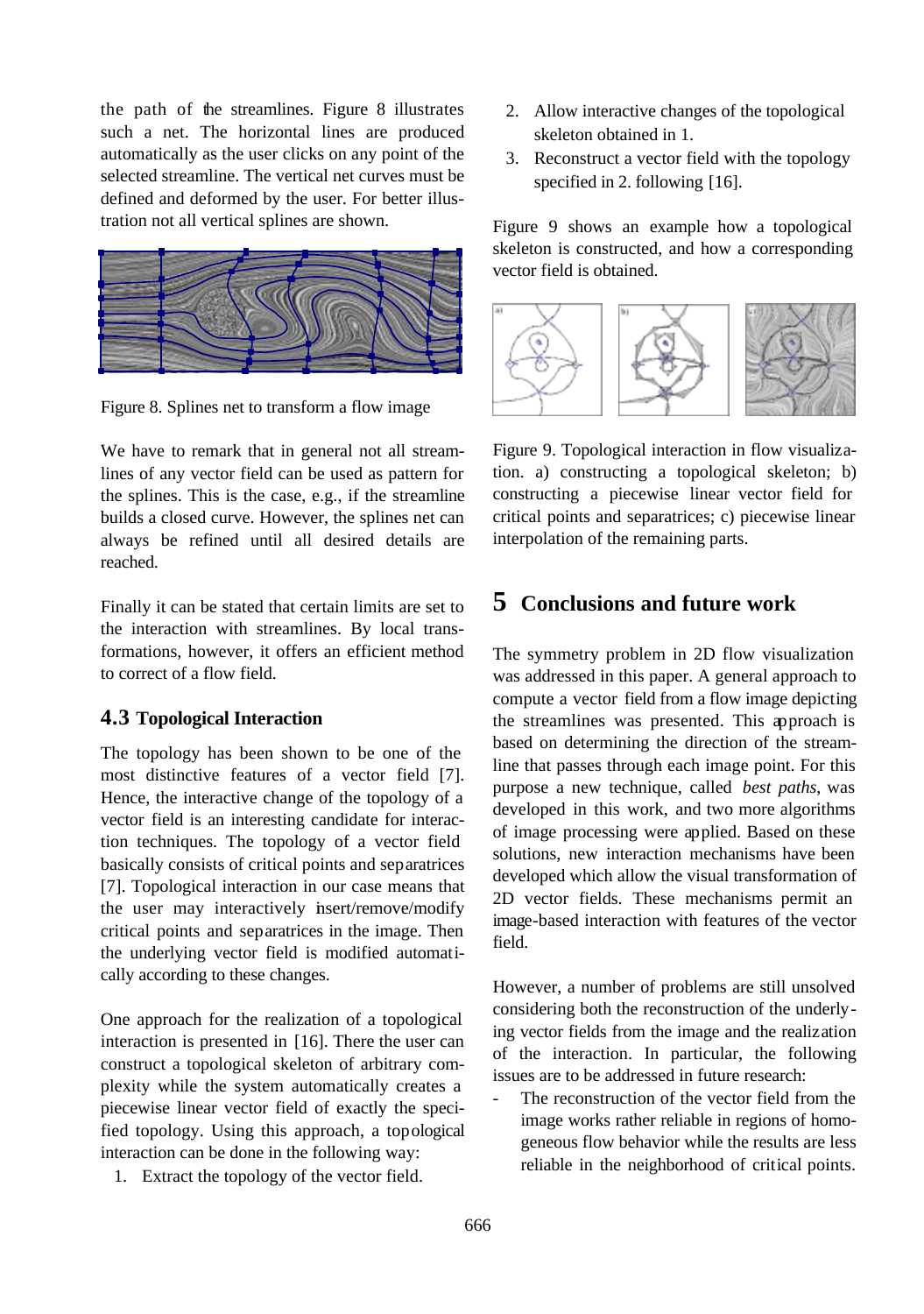the path of the streamlines. Figure 8 illustrates such a net. The horizontal lines are produced automatically as the user clicks on any point of the selected streamline. The vertical net curves must be defined and deformed by the user. For better illustration not all vertical splines are shown.

Figure 8. Splines net to transform a flow image

We have to remark that in general not all streamlines of any vector field can be used as pattern for the splines. This is the case, e.g., if the streamline builds a closed curve. However, the splines net can always be refined until all desired details are reached.

Finally it can be stated that certain limits are set to the interaction with streamlines. By local transformations, however, it offers an efficient method to correct of a flow field.

### 4.3 Topological Interaction

The topology has been shown to be one of the most distinctive features of a vector field [7]. Hence, the interactive change of the topology of a vector field is an interesting candidate for interaction techniques. The topology of a vector field basically consists of critical points and separatrices [7]. Topological interaction in our case means that the user may interactively insert/remove/modify critical points and separatrices in the image. Then the underlying vector field is modified automatically according to these changes.

One approach for the realization of a topological interaction is presented in [16]. There the user can construct a topological skeleton of arbitrary complexity while the system automatically creates a piecewise linear vector field of exactly the specified topology. Using this approach, a topological interaction can be done in the following way:

1. Extract the topology of the vector field.
2. Allow interactive changes of the topological skeleton obtained in 1.
3. Reconstruct a vector field with the topology specified in 2. following [16].

Figure 9 shows an example how a topological skeleton is constructed, and how a corresponding vector field is obtained.

Figure 9. Topological interaction in flow visualization. a) constructing a topological skeleton; b) constructing a piecewise linear vector field for critical points and separatrices; c) piecewise linear interpolation of the remaining parts.

## 5 Conclusions and future work

The symmetry problem in 2D flow visualization was addressed in this paper. A general approach to compute a vector field from a flow image depicting the streamlines was presented. This approach is based on determining the direction of the streamline that passes through each image point. For this purpose a new technique, called *best paths*, was developed in this work, and two more algorithms of image processing were applied. Based on these solutions, new interaction mechanisms have been developed which allow the visual transformation of 2D vector fields. These mechanisms permit an image-based interaction with features of the vector field.

However, a number of problems are still unsolved considering both the reconstruction of the underlying vector fields from the image and the realization of the interaction. In particular, the following issues are to be addressed in future research:

- The reconstruction of the vector field from the image works rather reliable in regions of homogeneous flow behavior while the results are less reliable in the neighborhood of critical points.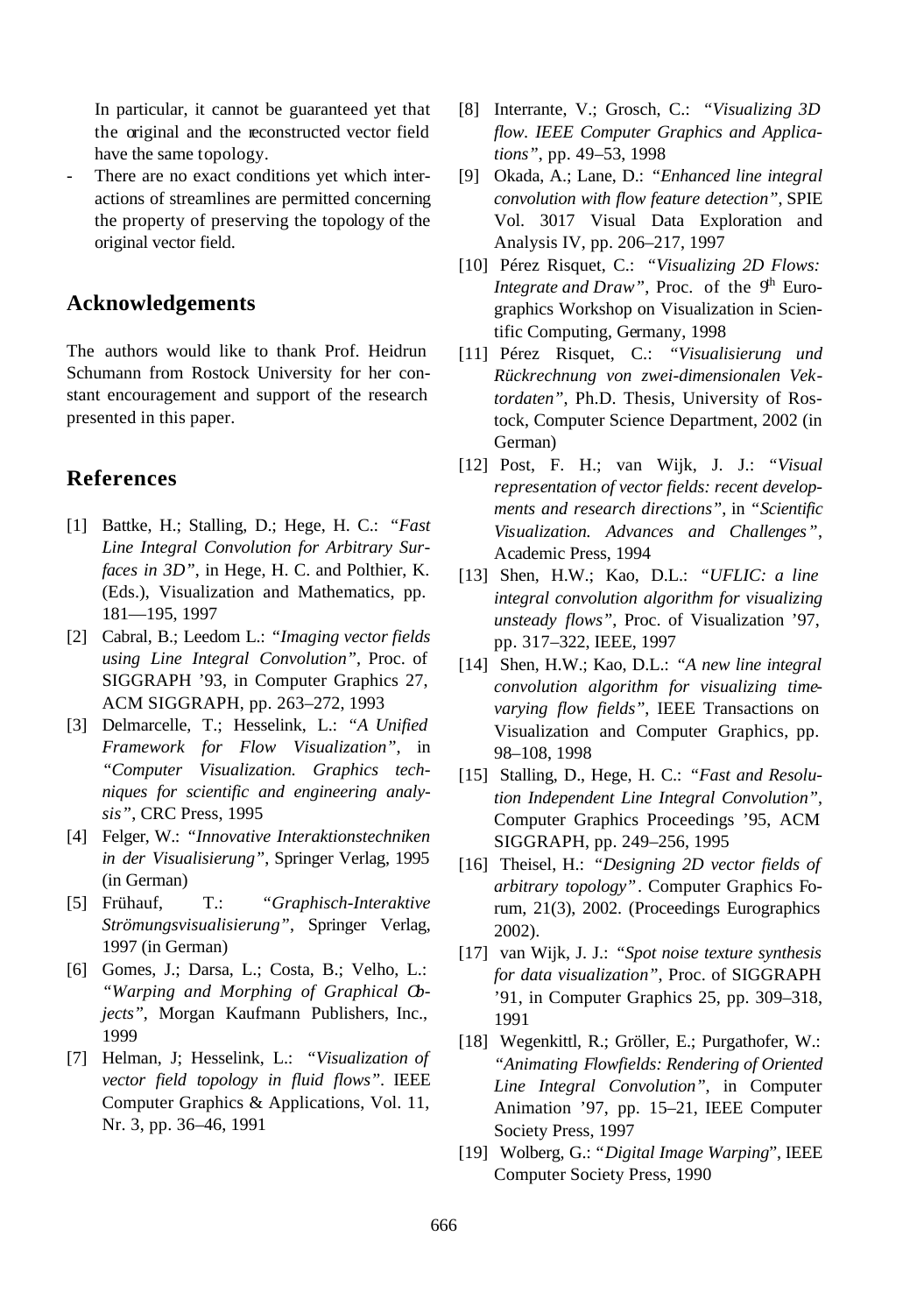In particular, it cannot be guaranteed yet that the original and the reconstructed vector field have the same topology.

- There are no exact conditions yet which interactions of streamlines are permitted concerning the property of preserving the topology of the original vector field.

## Acknowledgements

The authors would like to thank Prof. Heidrun Schumann from Rostock University for her constant encouragement and support of the research presented in this paper.

## References

[1] Battke, H.; Stalling, D.; Hege, H. C.: *"Fast Line Integral Convolution for Arbitrary Surfaces in 3D"*, in Hege, H. C. and Polthier, K. (Eds.), Visualization and Mathematics, pp. 181—195, 1997

[2] Cabral, B.; Leedom L.: *"Imaging vector fields using Line Integral Convolution"*, Proc. of SIGGRAPH '93, in Computer Graphics 27, ACM SIGGRAPH, pp. 263–272, 1993

[3] Delmarcelle, T.; Hesselink, L.: *"A Unified Framework for Flow Visualization"*, in *"Computer Visualization. Graphics techniques for scientific and engineering analysis"*, CRC Press, 1995

[4] Felger, W.: *"Innovative Interaktionstechniken in der Visualisierung"*, Springer Verlag, 1995 (in German)

[5] Frühauf, T.: *"Graphisch-Interaktive Strömungsvisualisierung"*, Springer Verlag, 1997 (in German)

[6] Gomes, J.; Darsa, L.; Costa, B.; Velho, L.: *"Warping and Morphing of Graphical Objects"*, Morgan Kaufmann Publishers, Inc., 1999

[7] Helman, J; Hesselink, L.: *"Visualization of vector field topology in fluid flows"*. IEEE Computer Graphics & Applications, Vol. 11, Nr. 3, pp. 36–46, 1991

[8] Interrante, V.; Grosch, C.: *"Visualizing 3D flow. IEEE Computer Graphics and Applications"*, pp. 49–53, 1998

[9] Okada, A.; Lane, D.: *"Enhanced line integral convolution with flow feature detection"*, SPIE Vol. 3017 Visual Data Exploration and Analysis IV, pp. 206–217, 1997

[10] Pérez Risquet, C.: *"Visualizing 2D Flows: Integrate and Draw"*, Proc. of the 9th Eurographics Workshop on Visualization in Scientific Computing, Germany, 1998

[11] Pérez Risquet, C.: *"Visualisierung und Rückrechnung von zwei-dimensionalen Vektordaten"*, Ph.D. Thesis, University of Rostock, Computer Science Department, 2002 (in German)

[12] Post, F. H.; van Wijk, J. J.: *"Visual representation of vector fields: recent developments and research directions"*, in *"Scientific Visualization. Advances and Challenges"*, Academic Press, 1994

[13] Shen, H.W.; Kao, D.L.: *"UFLIC: a line integral convolution algorithm for visualizing unsteady flows"*, Proc. of Visualization '97, pp. 317–322, IEEE, 1997

[14] Shen, H.W.; Kao, D.L.: *"A new line integral convolution algorithm for visualizing time-varying flow fields"*, IEEE Transactions on Visualization and Computer Graphics, pp. 98–108, 1998

[15] Stalling, D., Hege, H. C.: *"Fast and Resolution Independent Line Integral Convolution"*, Computer Graphics Proceedings '95, ACM SIGGRAPH, pp. 249–256, 1995

[16] Theisel, H.: *"Designing 2D vector fields of arbitrary topology"*. Computer Graphics Forum, 21(3), 2002. (Proceedings Eurographics 2002).

[17] van Wijk, J. J.: *"Spot noise texture synthesis for data visualization"*, Proc. of SIGGRAPH '91, in Computer Graphics 25, pp. 309–318, 1991

[18] Wegenkittl, R.; Gröller, E.; Purgathofer, W.: *"Animating Flowfields: Rendering of Oriented Line Integral Convolution"*, in Computer Animation '97, pp. 15–21, IEEE Computer Society Press, 1997

[19] Wolberg, G.: "*Digital Image Warping*", IEEE Computer Society Press, 1990